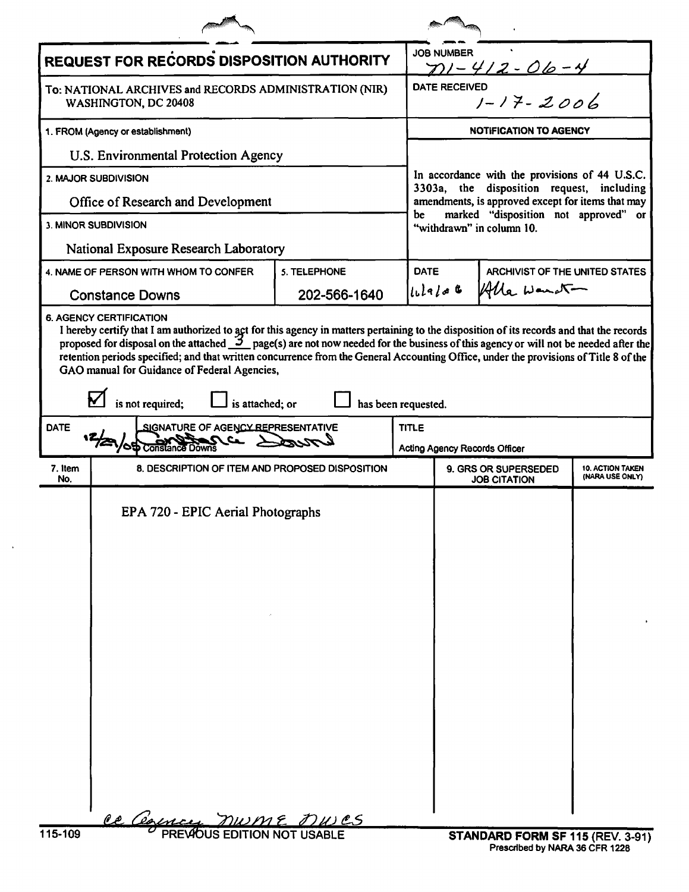# REQUEST FOR RECORDS DISPOSITION AUTHORITY

| | |
|---|---|
| **REQUEST FOR RECORDS DISPOSITION AUTHORITY** | JOB NUMBER N1-412-06-4 |
| To: NATIONAL ARCHIVES and RECORDS ADMINISTRATION (NIR) WASHINGTON, DC 20408 | DATE RECEIVED 1-17-2006 |
| 1. FROM (Agency or establishment) U.S. Environmental Protection Agency | NOTIFICATION TO AGENCY |
| 2. MAJOR SUBDIVISION Office of Research and Development | In accordance with the provisions of 44 U.S.C. 3303a, the disposition request, including amendments, is approved except for items that may be marked "disposition not approved" or "withdrawn" in column 10. |
| 3. MINOR SUBDIVISION National Exposure Research Laboratory | |

| 4. NAME OF PERSON WITH WHOM TO CONFER | 5. TELEPHONE | DATE | ARCHIVIST OF THE UNITED STATES |
|---|---|---|---|
| Constance Downs | 202-566-1640 | 6/29/06 | Allen Weinstein |

**6. AGENCY CERTIFICATION**

I hereby certify that I am authorized to act for this agency in matters pertaining to the disposition of its records and that the records proposed for disposal on the attached 3 page(s) are not now needed for the business of this agency or will not be needed after the retention periods specified; and that written concurrence from the General Accounting Office, under the provisions of Title 8 of the GAO manual for Guidance of Federal Agencies,

☑ is not required; ☐ is attached; or ☐ has been requested.

| DATE | SIGNATURE OF AGENCY REPRESENTATIVE | TITLE |
|---|---|---|
| 12/29/05 | Constance Downs | Acting Agency Records Officer |

| 7. Item No. | 8. DESCRIPTION OF ITEM AND PROPOSED DISPOSITION | 9. GRS OR SUPERSEDED JOB CITATION | 10. ACTION TAKEN (NARA USE ONLY) |
|---|---|---|---|
| | EPA 720 - EPIC Aerial Photographs | | |

cc Agency, NWME, NWCS

115-109 PREVIOUS EDITION NOT USABLE

**STANDARD FORM SF 115** (REV. 3-91)
Prescribed by NARA 36 CFR 1228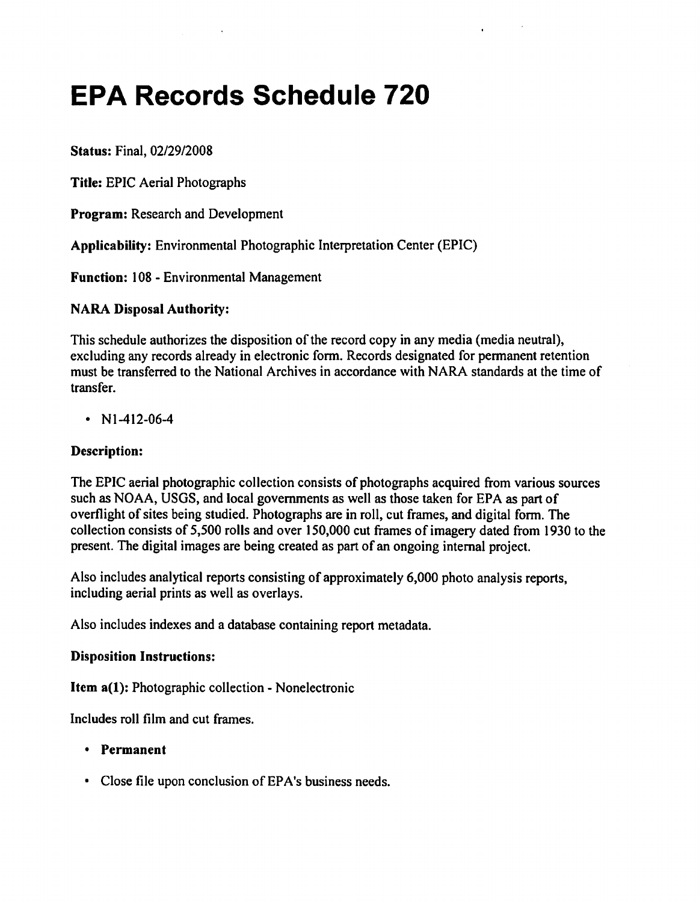# EPA Records Schedule 720

**Status:** Final, 02/29/2008

**Title:** EPIC Aerial Photographs

**Program:** Research and Development

**Applicability:** Environmental Photographic Interpretation Center (EPIC)

**Function:** 108 - Environmental Management

**NARA Disposal Authority:**

This schedule authorizes the disposition of the record copy in any media (media neutral), excluding any records already in electronic form. Records designated for permanent retention must be transferred to the National Archives in accordance with NARA standards at the time of transfer.

- N1-412-06-4

**Description:**

The EPIC aerial photographic collection consists of photographs acquired from various sources such as NOAA, USGS, and local governments as well as those taken for EPA as part of overflight of sites being studied. Photographs are in roll, cut frames, and digital form. The collection consists of 5,500 rolls and over 150,000 cut frames of imagery dated from 1930 to the present. The digital images are being created as part of an ongoing internal project.

Also includes analytical reports consisting of approximately 6,000 photo analysis reports, including aerial prints as well as overlays.

Also includes indexes and a database containing report metadata.

**Disposition Instructions:**

**Item a(1):** Photographic collection - Nonelectronic

Includes roll film and cut frames.

- **Permanent**
- Close file upon conclusion of EPA's business needs.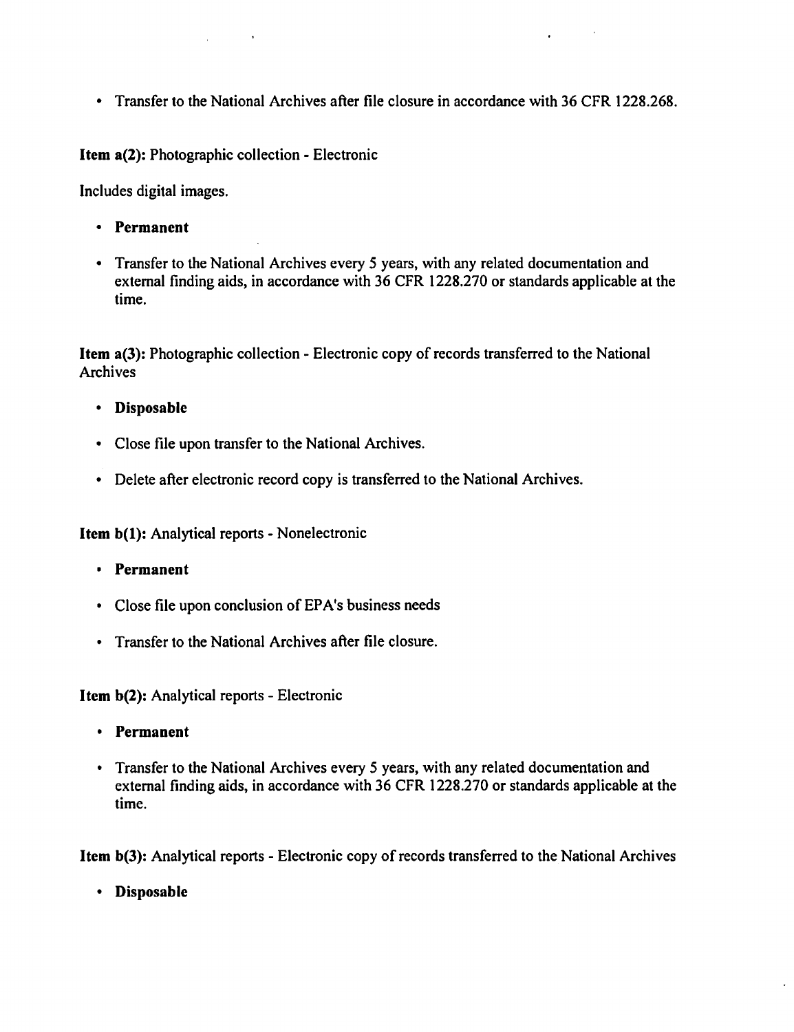- Transfer to the National Archives after file closure in accordance with 36 CFR 1228.268.

**Item a(2):** Photographic collection - Electronic

Includes digital images.

- **Permanent**
- Transfer to the National Archives every 5 years, with any related documentation and external finding aids, in accordance with 36 CFR 1228.270 or standards applicable at the time.

**Item a(3):** Photographic collection - Electronic copy of records transferred to the National Archives

- **Disposable**
- Close file upon transfer to the National Archives.
- Delete after electronic record copy is transferred to the National Archives.

**Item b(1):** Analytical reports - Nonelectronic

- **Permanent**
- Close file upon conclusion of EPA's business needs
- Transfer to the National Archives after file closure.

**Item b(2):** Analytical reports - Electronic

- **Permanent**
- Transfer to the National Archives every 5 years, with any related documentation and external finding aids, in accordance with 36 CFR 1228.270 or standards applicable at the time.

**Item b(3):** Analytical reports - Electronic copy of records transferred to the National Archives

- **Disposable**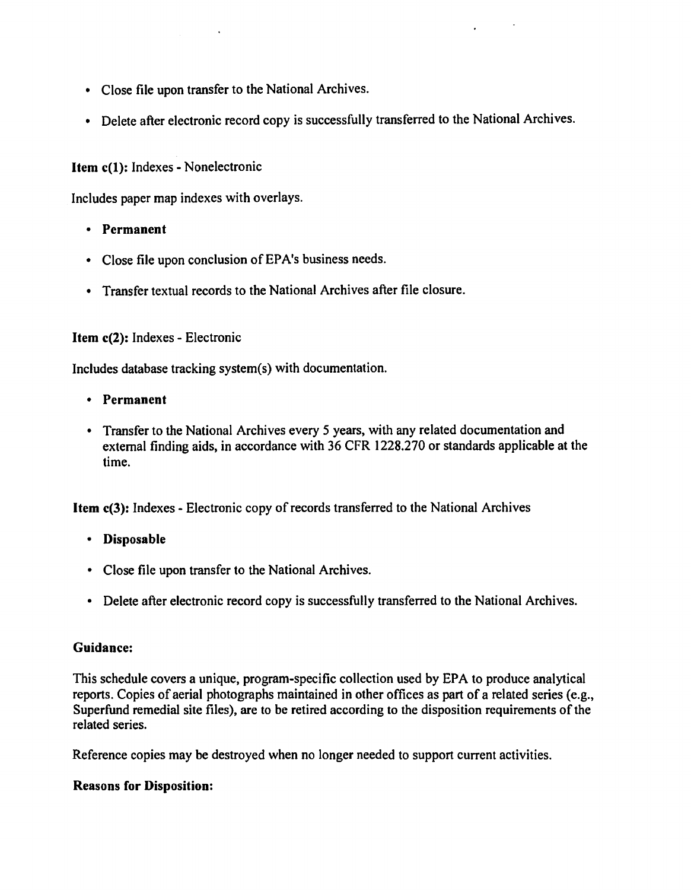- Close file upon transfer to the National Archives.
- Delete after electronic record copy is successfully transferred to the National Archives.

**Item c(1):** Indexes - Nonelectronic

Includes paper map indexes with overlays.

- **Permanent**
- Close file upon conclusion of EPA's business needs.
- Transfer textual records to the National Archives after file closure.

**Item c(2):** Indexes - Electronic

Includes database tracking system(s) with documentation.

- **Permanent**
- Transfer to the National Archives every 5 years, with any related documentation and external finding aids, in accordance with 36 CFR 1228.270 or standards applicable at the time.

**Item c(3):** Indexes - Electronic copy of records transferred to the National Archives

- **Disposable**
- Close file upon transfer to the National Archives.
- Delete after electronic record copy is successfully transferred to the National Archives.

**Guidance:**

This schedule covers a unique, program-specific collection used by EPA to produce analytical reports. Copies of aerial photographs maintained in other offices as part of a related series (e.g., Superfund remedial site files), are to be retired according to the disposition requirements of the related series.

Reference copies may be destroyed when no longer needed to support current activities.

**Reasons for Disposition:**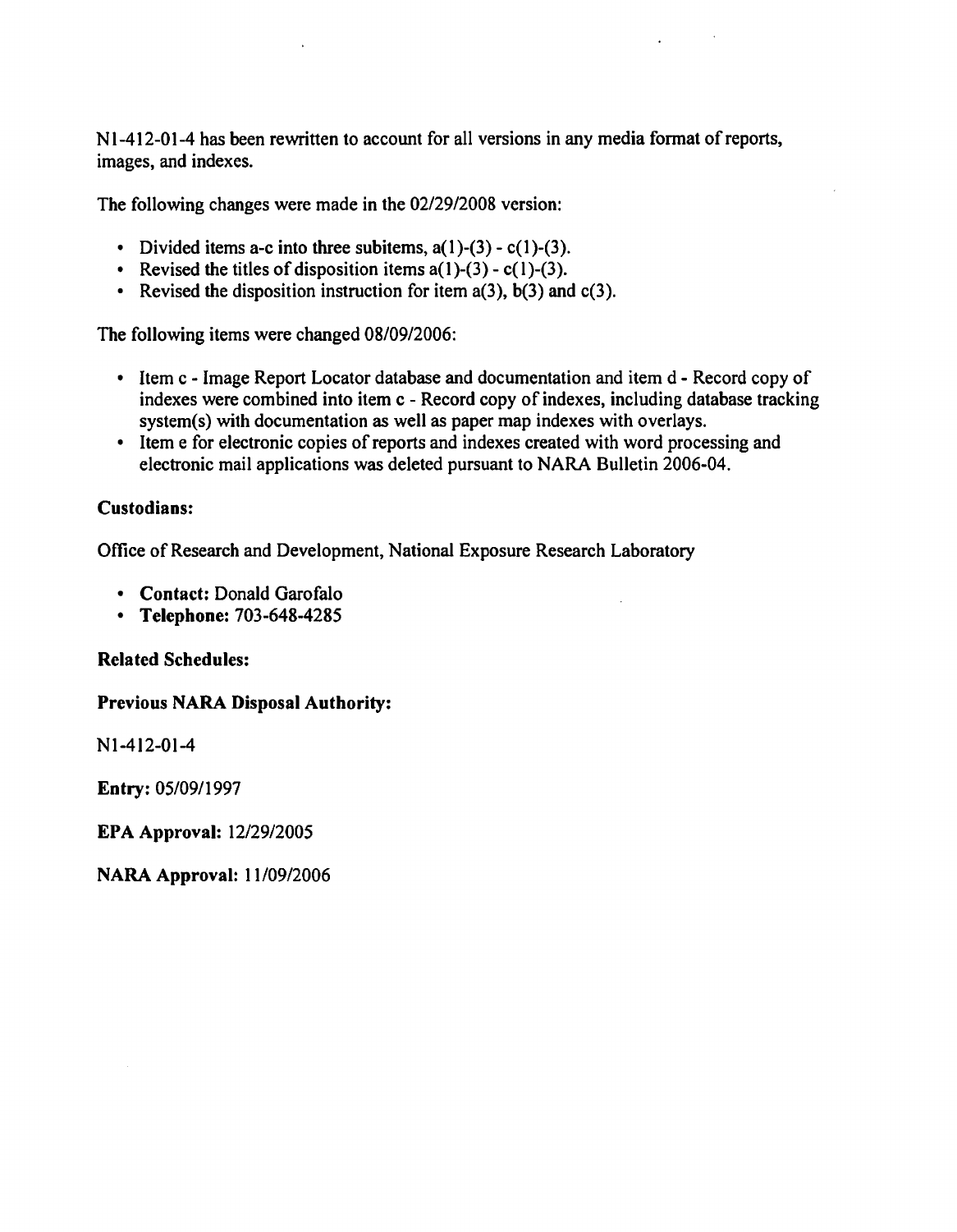N1-412-01-4 has been rewritten to account for all versions in any media format of reports, images, and indexes.

The following changes were made in the 02/29/2008 version:

- Divided items a-c into three subitems, a(1)-(3) - c(1)-(3).
- Revised the titles of disposition items a(1)-(3) - c(1)-(3).
- Revised the disposition instruction for item a(3), b(3) and c(3).

The following items were changed 08/09/2006:

- Item c - Image Report Locator database and documentation and item d - Record copy of indexes were combined into item c - Record copy of indexes, including database tracking system(s) with documentation as well as paper map indexes with overlays.
- Item e for electronic copies of reports and indexes created with word processing and electronic mail applications was deleted pursuant to NARA Bulletin 2006-04.

**Custodians:**

Office of Research and Development, National Exposure Research Laboratory

- **Contact:** Donald Garofalo
- **Telephone:** 703-648-4285

**Related Schedules:**

**Previous NARA Disposal Authority:**

N1-412-01-4

**Entry:** 05/09/1997

**EPA Approval:** 12/29/2005

**NARA Approval:** 11/09/2006